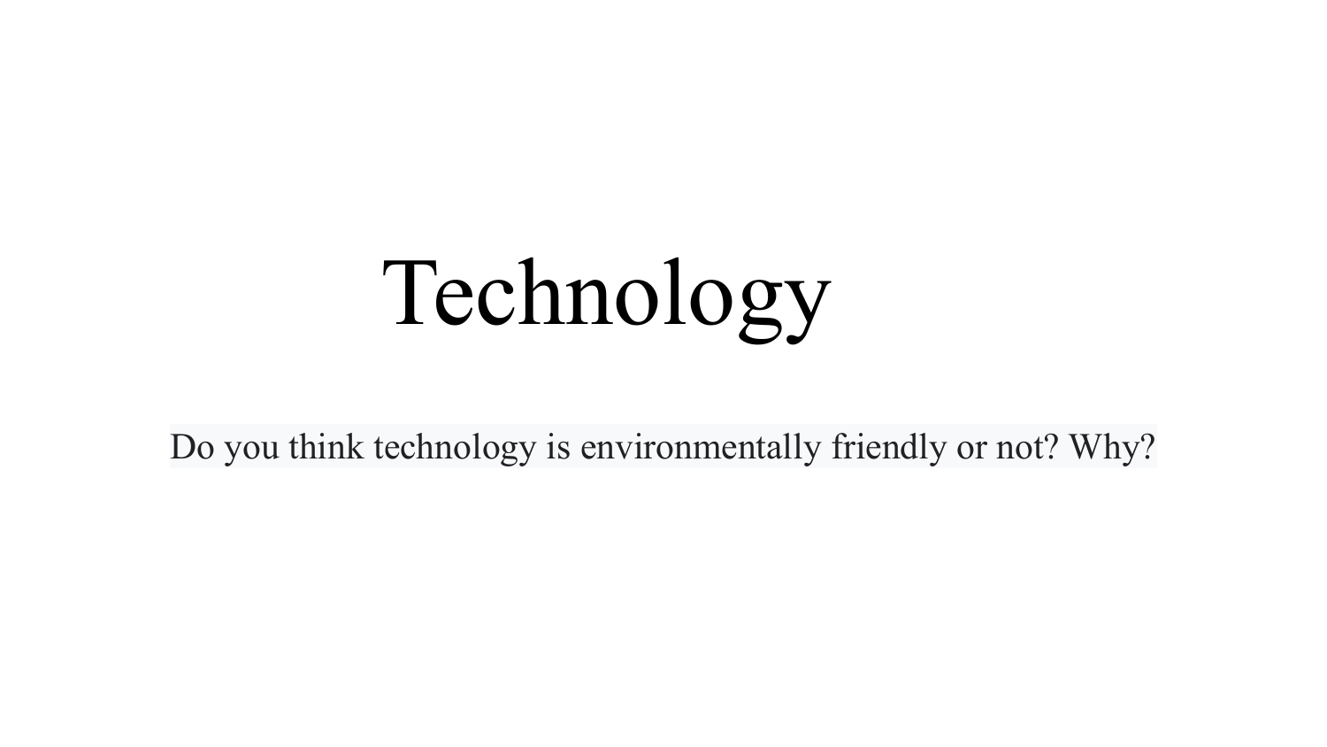# Technology

Do you think technology is environmentally friendly or not? Why?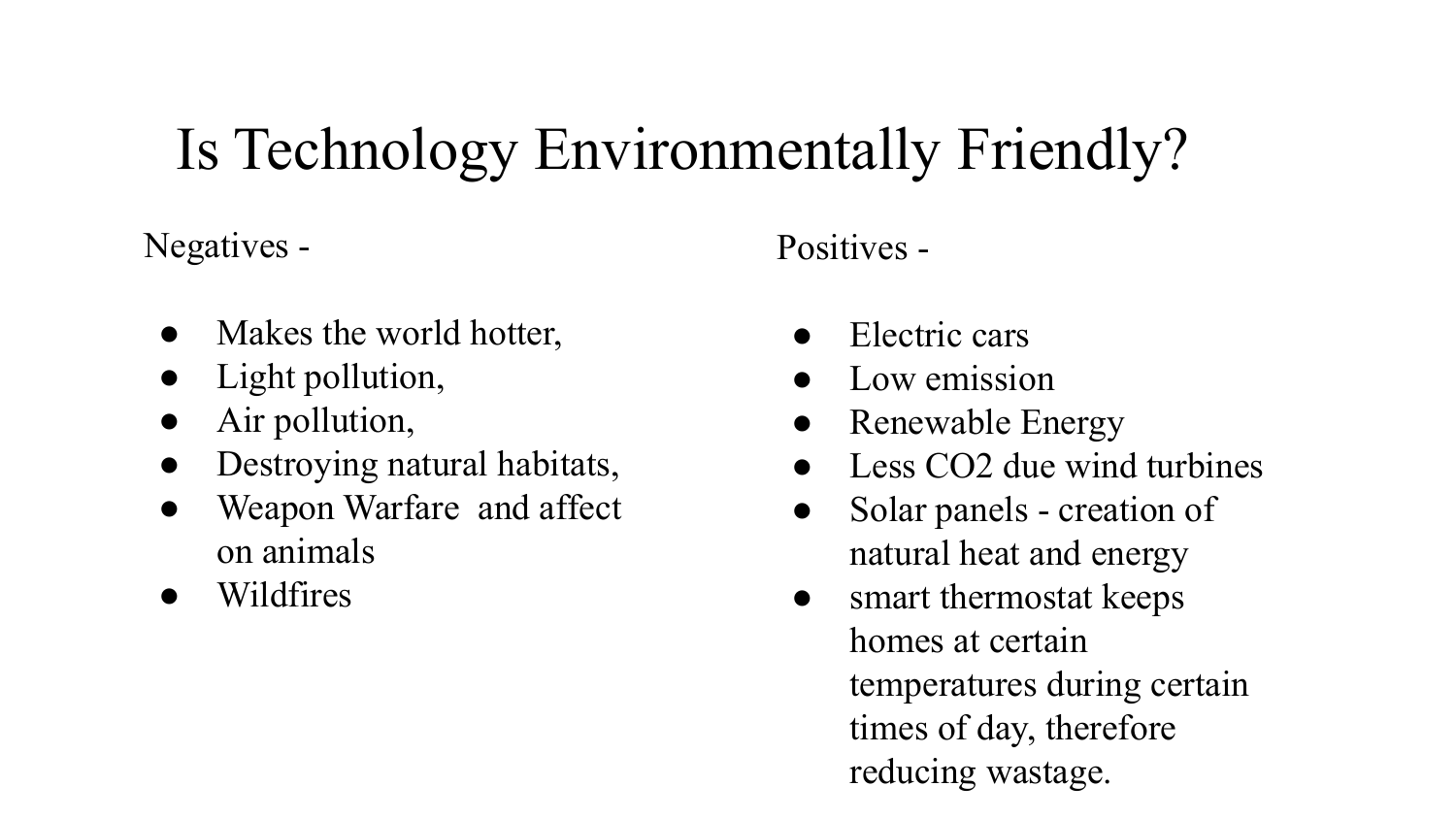# Is Technology Environmentally Friendly?

Negatives -

- Makes the world hotter,
- Light pollution,
- Air pollution,
- Destroying natural habitats,
- Weapon Warfare  and affect on animals
- Wildfires

Positives -

- Electric cars
- Low emission
- Renewable Energy
- Less $CO_2$ due wind turbines
- Solar panels - creation of natural heat and energy
- smart thermostat keeps homes at certain temperatures during certain times of day, therefore reducing wastage.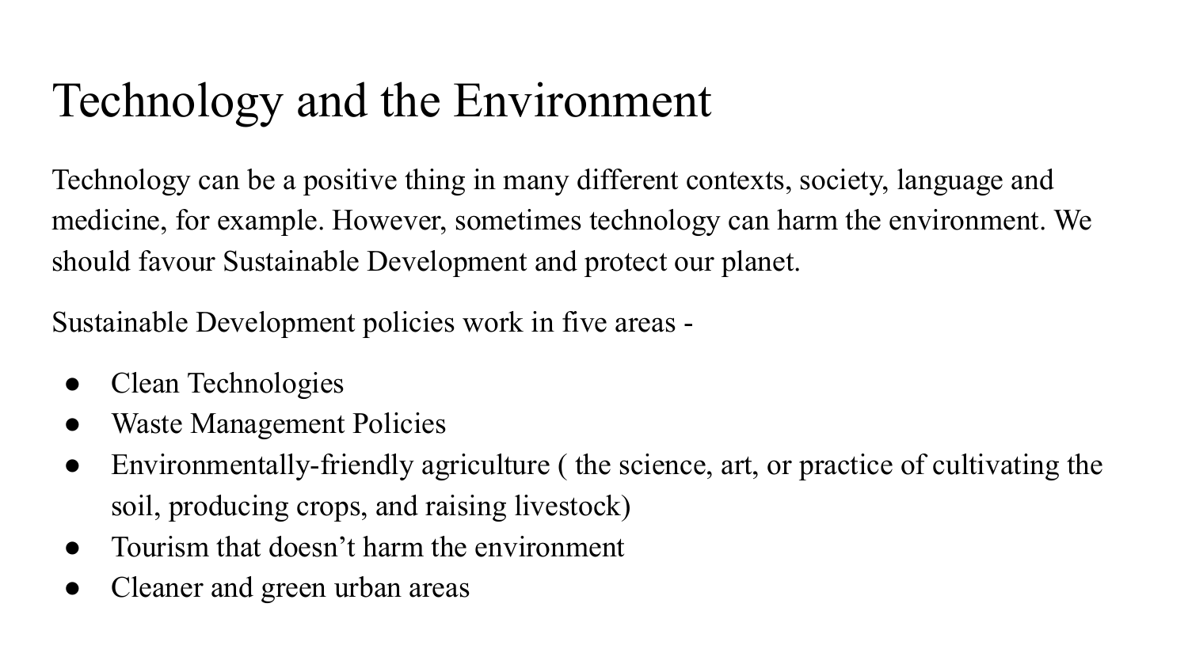# Technology and the Environment

Technology can be a positive thing in many different contexts, society, language and medicine, for example. However, sometimes technology can harm the environment. We should favour Sustainable Development and protect our planet.

Sustainable Development policies work in five areas -

- Clean Technologies
- Waste Management Policies
- Environmentally-friendly agriculture ( the science, art, or practice of cultivating the soil, producing crops, and raising livestock)
- Tourism that doesn't harm the environment
- Cleaner and green urban areas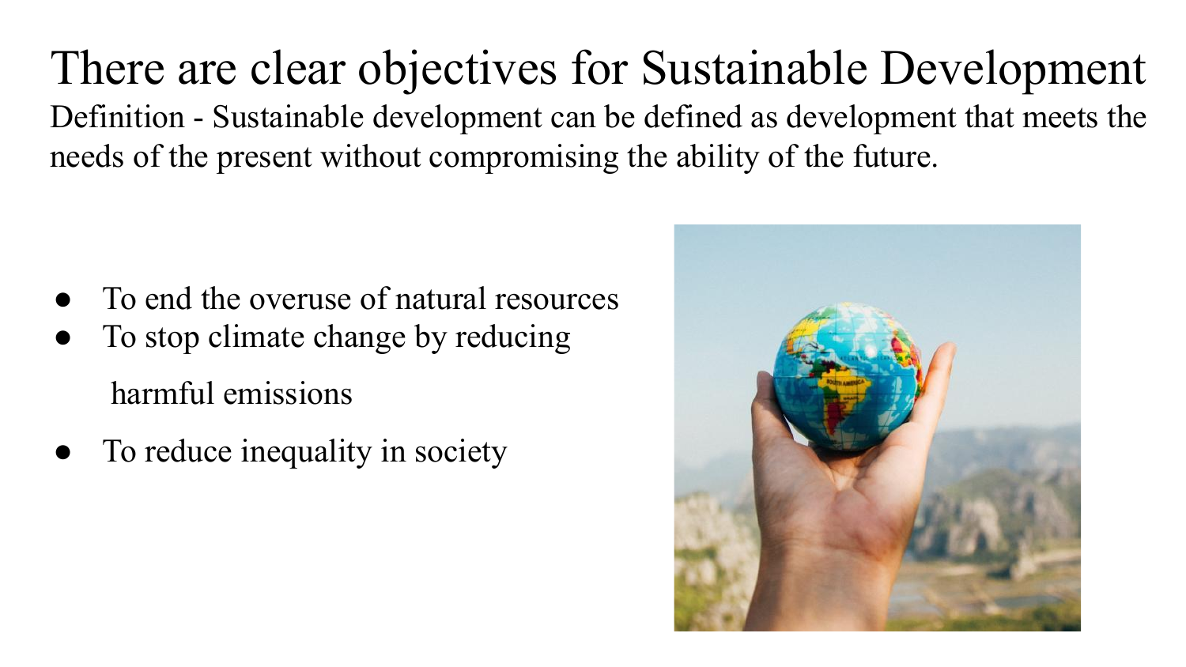# There are clear objectives for Sustainable Development

Definition - Sustainable development can be defined as development that meets the needs of the present without compromising the ability of the future.

- To end the overuse of natural resources
- To stop climate change by reducing harmful emissions
- To reduce inequality in society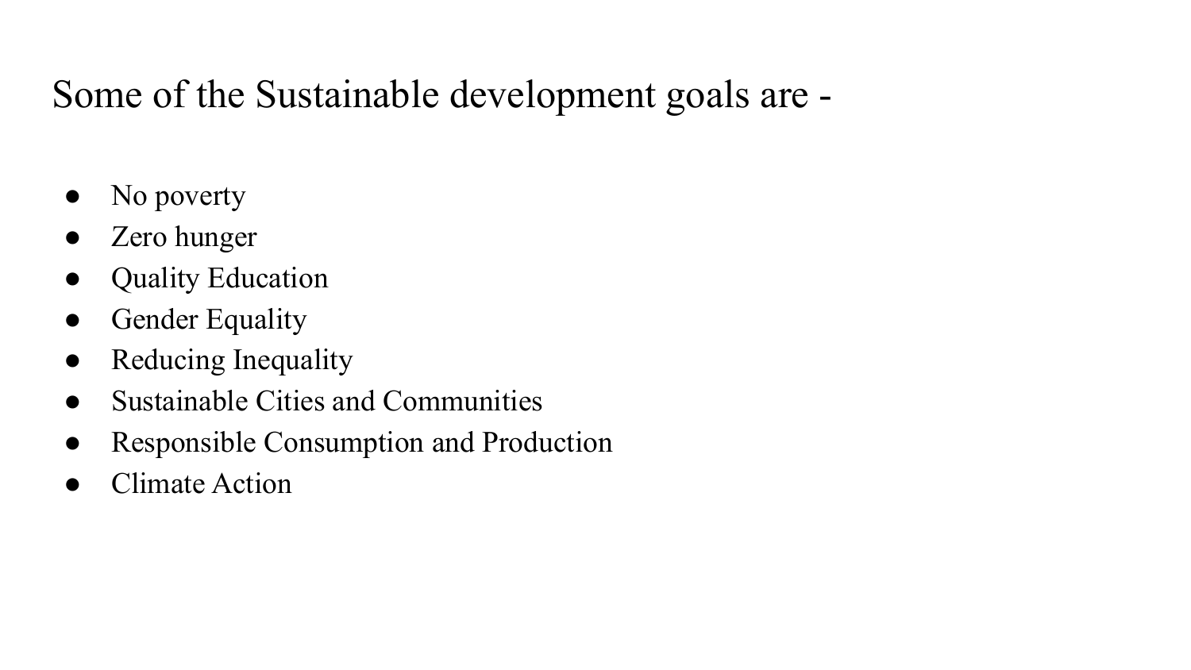# Some of the Sustainable development goals are -

- No poverty
- Zero hunger
- Quality Education
- Gender Equality
- Reducing Inequality
- Sustainable Cities and Communities
- Responsible Consumption and Production
- Climate Action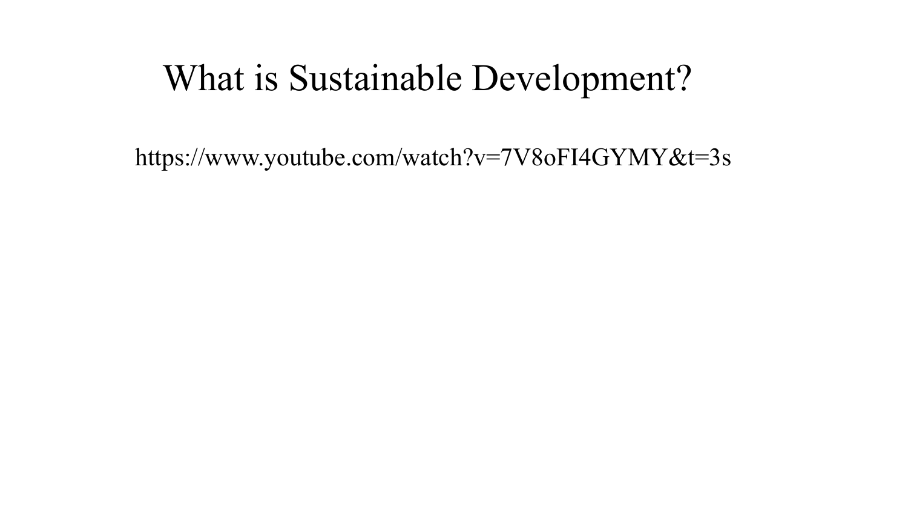# What is Sustainable Development?

https://www.youtube.com/watch?v=7V8oFI4GYMY&t=3s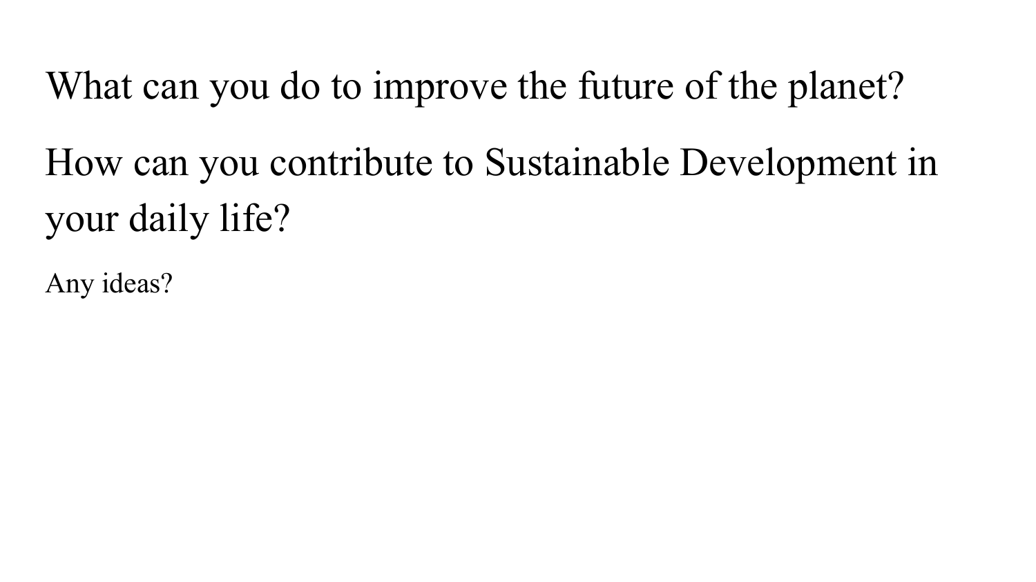What can you do to improve the future of the planet?

How can you contribute to Sustainable Development in your daily life?

Any ideas?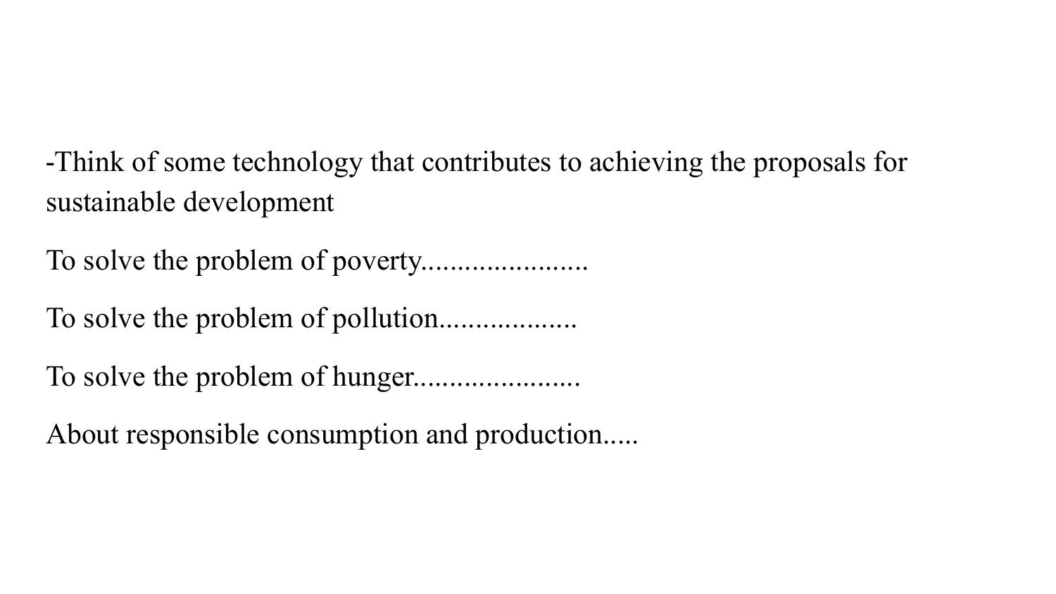-Think of some technology that contributes to achieving the proposals for sustainable development

To solve the problem of poverty......................

To solve the problem of pollution..................

To solve the problem of hunger......................

About responsible consumption and production.....